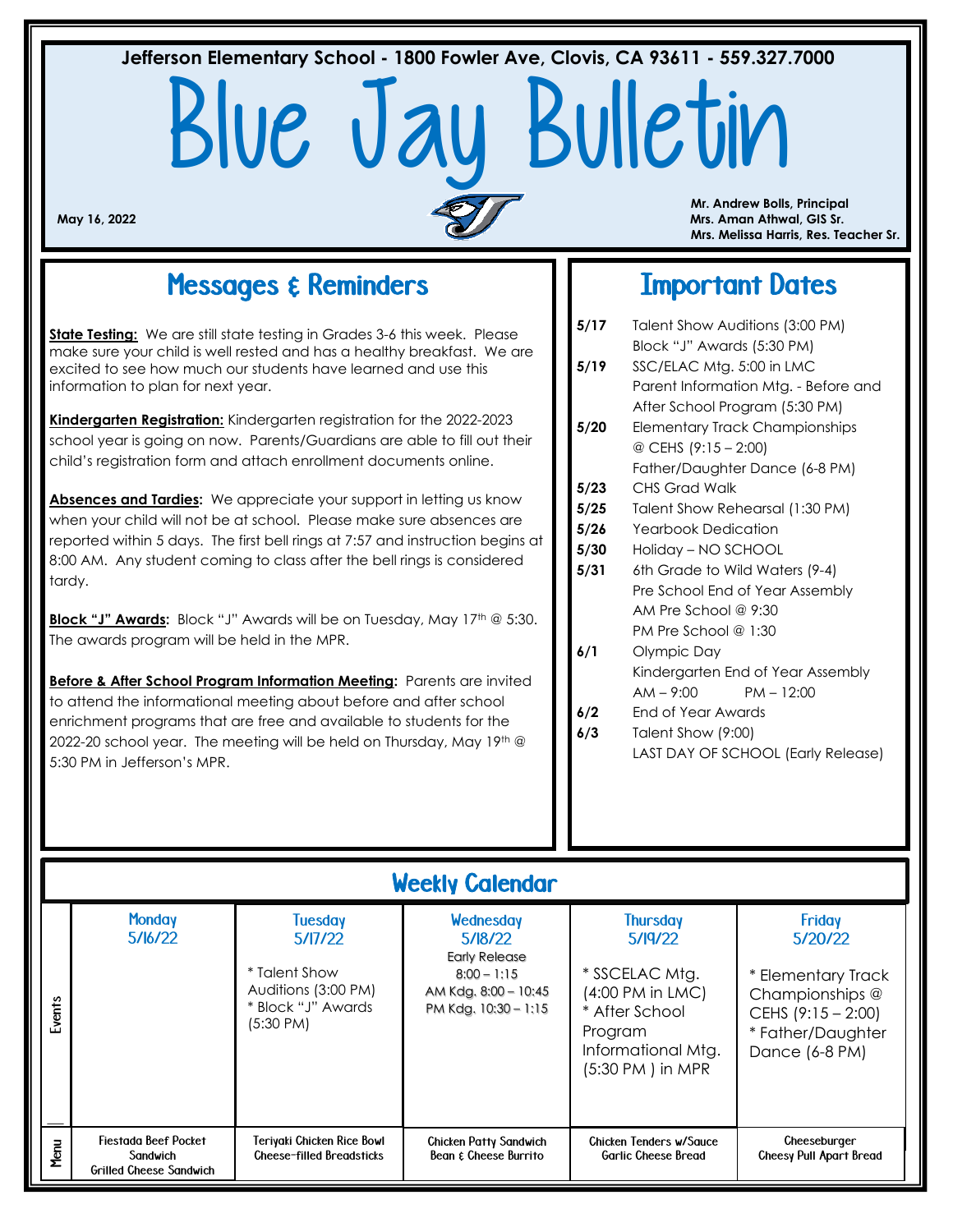Jefferson Elementary School - 1800 Fowler Ave, Clovis, CA 93611 - 559.327.7000

# Blue Jay Bulletin

**May 16, 2022**

**Mr. Andrew Bolls, Principal**
**Mrs. Aman Athwal, GIS Sr.**
**Mrs. Melissa Harris, Res. Teacher Sr.**

## Messages & Reminders

**State Testing:** We are still state testing in Grades 3-6 this week. Please make sure your child is well rested and has a healthy breakfast. We are excited to see how much our students have learned and use this information to plan for next year.

**Kindergarten Registration:** Kindergarten registration for the 2022-2023 school year is going on now. Parents/Guardians are able to fill out their child's registration form and attach enrollment documents online.

**Absences and Tardies:** We appreciate your support in letting us know when your child will not be at school. Please make sure absences are reported within 5 days. The first bell rings at 7:57 and instruction begins at 8:00 AM. Any student coming to class after the bell rings is considered tardy.

**Block "J" Awards:** Block "J" Awards will be on Tuesday, May 17th @ 5:30. The awards program will be held in the MPR.

**Before & After School Program Information Meeting:** Parents are invited to attend the informational meeting about before and after school enrichment programs that are free and available to students for the 2022-20 school year. The meeting will be held on Thursday, May 19th @ 5:30 PM in Jefferson's MPR.

## Important Dates

- **5/17** Talent Show Auditions (3:00 PM)
  Block "J" Awards (5:30 PM)
- **5/19** SSC/ELAC Mtg. 5:00 in LMC
  Parent Information Mtg. - Before and After School Program (5:30 PM)
- **5/20** Elementary Track Championships @ CEHS (9:15 – 2:00)
  Father/Daughter Dance (6-8 PM)
- **5/23** CHS Grad Walk
- **5/25** Talent Show Rehearsal (1:30 PM)
- **5/26** Yearbook Dedication
- **5/30** Holiday – NO SCHOOL
- **5/31** 6th Grade to Wild Waters (9-4)
  Pre School End of Year Assembly
  AM Pre School @ 9:30
  PM Pre School @ 1:30
- **6/1** Olympic Day
  Kindergarten End of Year Assembly
  AM – 9:00 PM – 12:00
- **6/2** End of Year Awards
- **6/3** Talent Show (9:00)
  LAST DAY OF SCHOOL (Early Release)

## Weekly Calendar

| | Monday 5/16/22 | Tuesday 5/17/22 | Wednesday 5/18/22 | Thursday 5/19/22 | Friday 5/20/22 |
|---|---|---|---|---|---|
| Events | | * Talent Show Auditions (3:00 PM)<br>* Block "J" Awards (5:30 PM) | Early Release<br>8:00 – 1:15<br>AM Kdg. 8:00 – 10:45<br>PM Kdg. 10:30 – 1:15 | * SSCELAC Mtg. (4:00 PM in LMC)<br>* After School Program Informational Mtg. (5:30 PM ) in MPR | * Elementary Track Championships @ CEHS (9:15 – 2:00)<br>* Father/Daughter Dance (6-8 PM) |
| Menu | Fiestada Beef Pocket Sandwich<br>Grilled Cheese Sandwich | Teriyaki Chicken Rice Bowl<br>Cheese-filled Breadsticks | Chicken Patty Sandwich<br>Bean & Cheese Burrito | Chicken Tenders w/Sauce<br>Garlic Cheese Bread | Cheeseburger<br>Cheesy Pull Apart Bread |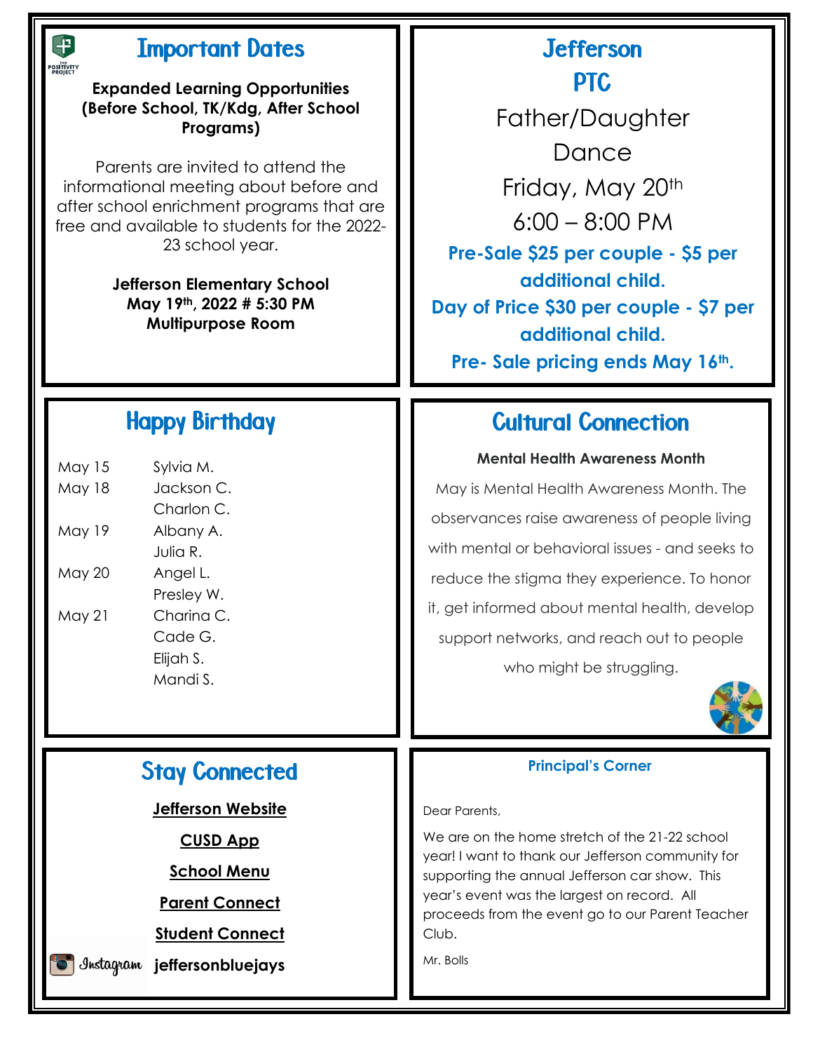## Important Dates

**Expanded Learning Opportunities (Before School, TK/Kdg, After School Programs)**

Parents are invited to attend the informational meeting about before and after school enrichment programs that are free and available to students for the 2022-23 school year.

**Jefferson Elementary School**
**May 19th, 2022 # 5:30 PM**
**Multipurpose Room**

## Jefferson PTC

Father/Daughter Dance

Friday, May 20th

6:00 – 8:00 PM

**Pre-Sale $25 per couple - $5 per additional child.**

**Day of Price $30 per couple - $7 per additional child.**

**Pre- Sale pricing ends May 16th.**

## Happy Birthday

| | |
|---|---|
| May 15 | Sylvia M. |
| May 18 | Jackson C. |
| | Charlon C. |
| May 19 | Albany A. |
| | Julia R. |
| May 20 | Angel L. |
| | Presley W. |
| May 21 | Charina C. |
| | Cade G. |
| | Elijah S. |
| | Mandi S. |

## Cultural Connection

**Mental Health Awareness Month**

May is Mental Health Awareness Month. The observances raise awareness of people living with mental or behavioral issues - and seeks to reduce the stigma they experience. To honor it, get informed about mental health, develop support networks, and reach out to people who might be struggling.

## Stay Connected

**Jefferson Website**

**CUSD App**

**School Menu**

**Parent Connect**

**Student Connect**

Instagram **jeffersonbluejays**

### Principal's Corner

Dear Parents,

We are on the home stretch of the 21-22 school year! I want to thank our Jefferson community for supporting the annual Jefferson car show. This year's event was the largest on record. All proceeds from the event go to our Parent Teacher Club.

Mr. Bolls